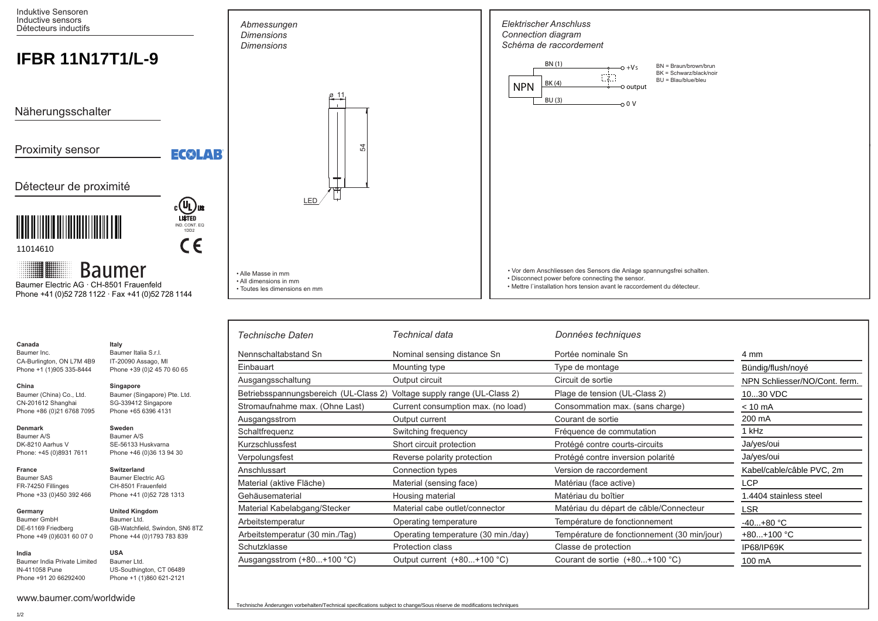Induktive Sensoren
Inductive sensors
Détecteurs inductifs

# IFBR 11N17T1/L-9

Näherungsschalter

Proximity sensor

Détecteur de proximité

ECOLAB

c UL us LISTED IND. CONT. EQ 1DD2

CE

11014610

Baumer

Baumer Electric AG · CH-8501 Frauenfeld
Phone +41 (0)52 728 1122 · Fax +41 (0)52 728 1144

## *Abmessungen* / *Dimensions* / *Dimensions*

ø 11

54

LED

- Alle Masse in mm
- All dimensions in mm
- Toutes les dimensions en mm

## *Elektrischer Anschluss* / *Connection diagram* / *Schéma de raccordement*

NPN

BN (1) — +Vs

BK (4) — output

BU (3) — 0 V

Z

BN = Braun/brown/brun
BK = Schwarz/black/noir
BU = Blau/blue/bleu

- Vor dem Anschliessen des Sensors die Anlage spannungsfrei schalten.
- Disconnect power before connecting the sensor.
- Mettre l´installation hors tension avant le raccordement du détecteur.

**Canada**
Baumer Inc.
CA-Burlington, ON L7M 4B9
Phone +1 (1)905 335-8444

**China**
Baumer (China) Co., Ltd.
CN-201612 Shanghai
Phone +86 (0)21 6768 7095

**Denmark**
Baumer A/S
DK-8210 Aarhus V
Phone: +45 (0)8931 7611

**France**
Baumer SAS
FR-74250 Fillinges
Phone +33 (0)450 392 466

**Germany**
Baumer GmbH
DE-61169 Friedberg
Phone +49 (0)6031 60 07 0

**India**
Baumer India Private Limited
IN-411058 Pune
Phone +91 20 66292400

**Italy**
Baumer Italia S.r.l.
IT-20090 Assago, MI
Phone +39 (0)2 45 70 60 65

**Singapore**
Baumer (Singapore) Pte. Ltd.
SG-339412 Singapore
Phone +65 6396 4131

**Sweden**
Baumer A/S
SE-56133 Huskvarna
Phone +46 (0)36 13 94 30

**Switzerland**
Baumer Electric AG
CH-8501 Frauenfeld
Phone +41 (0)52 728 1313

**United Kingdom**
Baumer Ltd.
GB-Watchfield, Swindon, SN6 8TZ
Phone +44 (0)1793 783 839

**USA**
Baumer Ltd.
US-Southington, CT 06489
Phone +1 (1)860 621-2121

www.baumer.com/worldwide

| *Technische Daten* | *Technical data* | *Données techniques* | |
|---|---|---|---|
| Nennschaltabstand Sn | Nominal sensing distance Sn | Portée nominale Sn | 4 mm |
| Einbauart | Mounting type | Type de montage | Bündig/flush/noyé |
| Ausgangsschaltung | Output circuit | Circuit de sortie | NPN Schliesser/NO/Cont. ferm. |
| Betriebsspannungsbereich (UL-Class 2) | Voltage supply range (UL-Class 2) | Plage de tension (UL-Class 2) | 10...30 VDC |
| Stromaufnahme max. (Ohne Last) | Current consumption max. (no load) | Consommation max. (sans charge) | < 10 mA |
| Ausgangsstrom | Output current | Courant de sortie | 200 mA |
| Schaltfrequenz | Switching frequency | Fréquence de commutation | 1 kHz |
| Kurzschlussfest | Short circuit protection | Protégé contre courts-circuits | Ja/yes/oui |
| Verpolungsfest | Reverse polarity protection | Protégé contre inversion polarité | Ja/yes/oui |
| Anschlussart | Connection types | Version de raccordement | Kabel/cable/câble PVC, 2m |
| Material (aktive Fläche) | Material (sensing face) | Matériau (face active) | LCP |
| Gehäusematerial | Housing material | Matériau du boîtier | 1.4404 stainless steel |
| Material Kabelabgang/Stecker | Material cabe outlet/connector | Matériau du départ de câble/Connecteur | LSR |
| Arbeitstemperatur | Operating temperature | Température de fonctionnement | -40...+80 °C |
| Arbeitstemperatur (30 min./Tag) | Operating temperature (30 min./day) | Température de fonctionnement (30 min/jour) | +80...+100 °C |
| Schutzklasse | Protection class | Classe de protection | IP68/IP69K |
| Ausgangsstrom (+80...+100 °C) | Output current (+80...+100 °C) | Courant de sortie (+80...+100 °C) | 100 mA |

Technische Änderungen vorbehalten/Technical specifications subject to change/Sous réserve de modifications techniques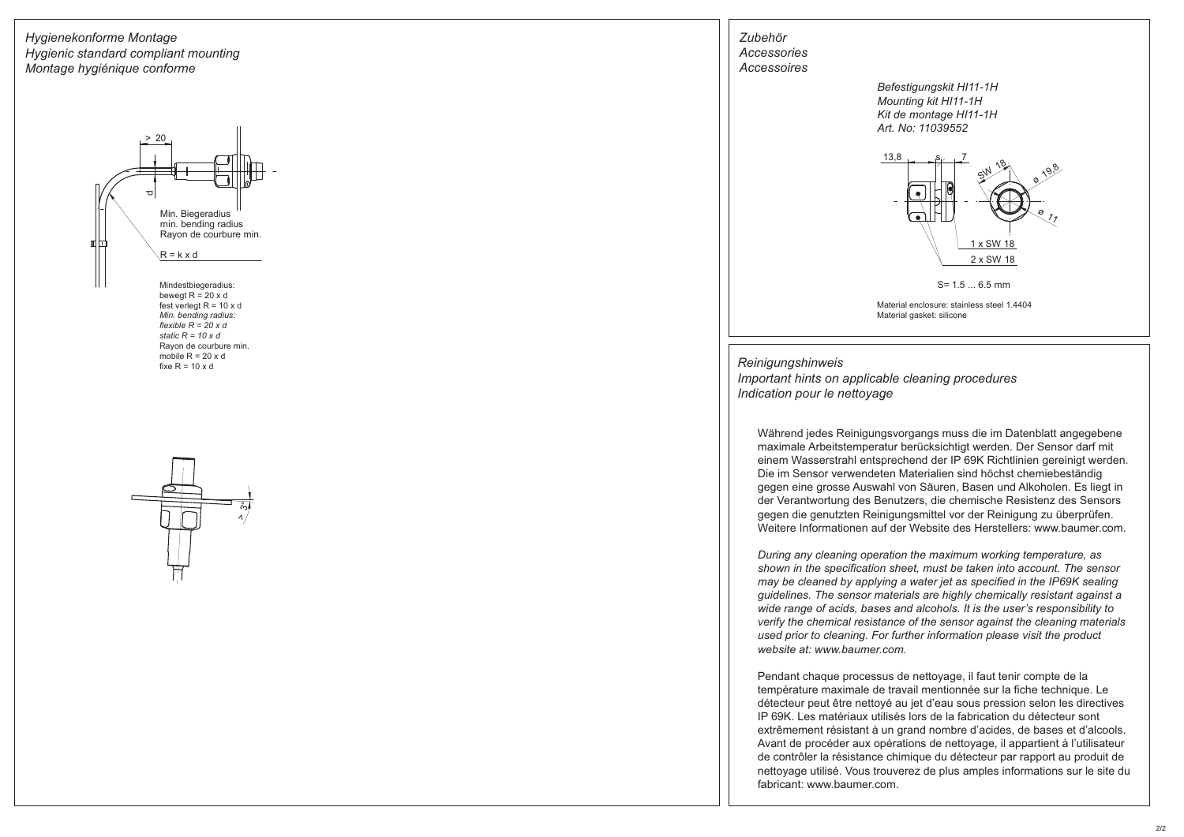*Hygienekonforme Montage*
*Hygienic standard compliant mounting*
*Montage hygiénique conforme*

> 20

d

Min. Biegeradius
min. bending radius
Rayon de courbure min.

R = k x d

Mindestbiegeradius:
bewegt R = 20 x d
fest verlegt R = 10 x d
*Min. bending radius:*
*flexible R = 20 x d*
*static R = 10 x d*
Rayon de courbure min.
mobile R = 20 x d
fixe R = 10 x d

> 3°

*Zubehör*
*Accessories*
*Accessoires*

*Befestigungskit HI11-1H*
*Mounting kit HI11-1H*
*Kit de montage HI11-1H*
*Art. No: 11039552*

13,8

s

7

SW 18

ø 19,8

ø 11

1 x SW 18

2 x SW 18

S= 1.5 ... 6.5 mm

Material enclosure: stainless steel 1.4404
Material gasket: silicone

*Reinigungshinweis*
*Important hints on applicable cleaning procedures*
*Indication pour le nettoyage*

Während jedes Reinigungsvorgangs muss die im Datenblatt angegebene maximale Arbeitstemperatur berücksichtigt werden. Der Sensor darf mit einem Wasserstrahl entsprechend der IP 69K Richtlinien gereinigt werden. Die im Sensor verwendeten Materialien sind höchst chemiebeständig gegen eine grosse Auswahl von Säuren, Basen und Alkoholen. Es liegt in der Verantwortung des Benutzers, die chemische Resistenz des Sensors gegen die genutzten Reinigungsmittel vor der Reinigung zu überprüfen. Weitere Informationen auf der Website des Herstellers: www.baumer.com.

*During any cleaning operation the maximum working temperature, as shown in the specification sheet, must be taken into account. The sensor may be cleaned by applying a water jet as specified in the IP69K sealing guidelines. The sensor materials are highly chemically resistant against a wide range of acids, bases and alcohols. It is the user's responsibility to verify the chemical resistance of the sensor against the cleaning materials used prior to cleaning. For further information please visit the product website at: www.baumer.com.*

Pendant chaque processus de nettoyage, il faut tenir compte de la température maximale de travail mentionnée sur la fiche technique. Le détecteur peut être nettoyé au jet d'eau sous pression selon les directives IP 69K. Les matériaux utilisés lors de la fabrication du détecteur sont extrêmement résistant à un grand nombre d'acides, de bases et d'alcools. Avant de procéder aux opérations de nettoyage, il appartient à l'utilisateur de contrôler la résistance chimique du détecteur par rapport au produit de nettoyage utilisé. Vous trouverez de plus amples informations sur le site du fabricant: www.baumer.com.